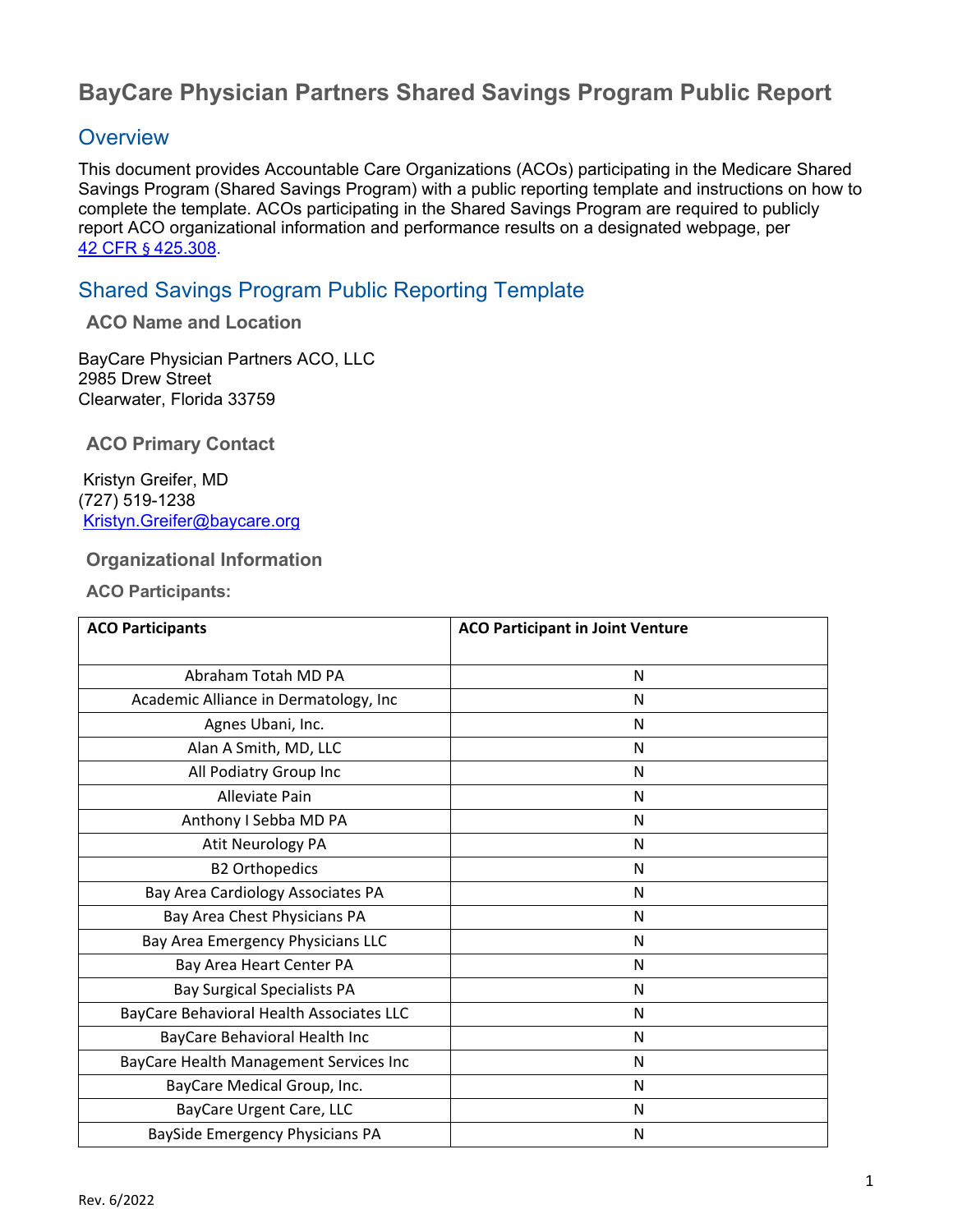# BayCare Physician Partners Shared Savings Program Public Report

## Overview

This document provides Accountable Care Organizations (ACOs) participating in the Medicare Shared Savings Program (Shared Savings Program) with a public reporting template and instructions on how to complete the template. ACOs participating in the Shared Savings Program are required to publicly report ACO organizational information and performance results on a designated webpage, per 42 CFR § 425.308.

## Shared Savings Program Public Reporting Template

### ACO Name and Location

BayCare Physician Partners ACO, LLC
2985 Drew Street
Clearwater, Florida 33759

### ACO Primary Contact

Kristyn Greifer, MD
(727) 519-1238
Kristyn.Greifer@baycare.org

### Organizational Information

#### ACO Participants:

| ACO Participants | ACO Participant in Joint Venture |
|---|---|
| Abraham Totah MD PA | N |
| Academic Alliance in Dermatology, Inc | N |
| Agnes Ubani, Inc. | N |
| Alan A Smith, MD, LLC | N |
| All Podiatry Group Inc | N |
| Alleviate Pain | N |
| Anthony I Sebba MD PA | N |
| Atit Neurology PA | N |
| B2 Orthopedics | N |
| Bay Area Cardiology Associates PA | N |
| Bay Area Chest Physicians PA | N |
| Bay Area Emergency Physicians LLC | N |
| Bay Area Heart Center PA | N |
| Bay Surgical Specialists PA | N |
| BayCare Behavioral Health Associates LLC | N |
| BayCare Behavioral Health Inc | N |
| BayCare Health Management Services Inc | N |
| BayCare Medical Group, Inc. | N |
| BayCare Urgent Care, LLC | N |
| BaySide Emergency Physicians PA | N |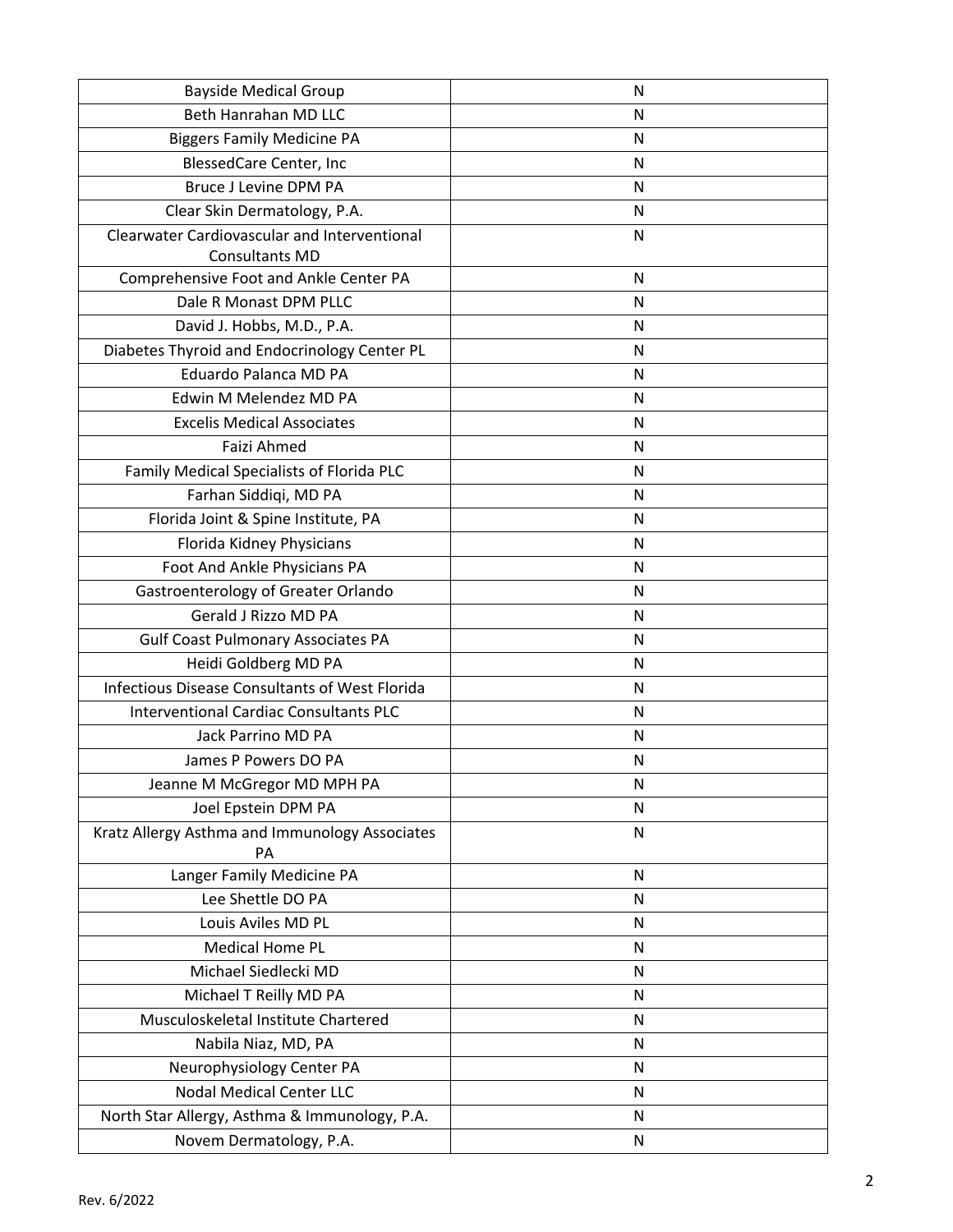| | |
|---|---|
| Bayside Medical Group | N |
| Beth Hanrahan MD LLC | N |
| Biggers Family Medicine PA | N |
| BlessedCare Center, Inc | N |
| Bruce J Levine DPM PA | N |
| Clear Skin Dermatology, P.A. | N |
| Clearwater Cardiovascular and Interventional Consultants MD | N |
| Comprehensive Foot and Ankle Center PA | N |
| Dale R Monast DPM PLLC | N |
| David J. Hobbs, M.D., P.A. | N |
| Diabetes Thyroid and Endocrinology Center PL | N |
| Eduardo Palanca MD PA | N |
| Edwin M Melendez MD PA | N |
| Excelis Medical Associates | N |
| Faizi Ahmed | N |
| Family Medical Specialists of Florida PLC | N |
| Farhan Siddiqi, MD PA | N |
| Florida Joint & Spine Institute, PA | N |
| Florida Kidney Physicians | N |
| Foot And Ankle Physicians PA | N |
| Gastroenterology of Greater Orlando | N |
| Gerald J Rizzo MD PA | N |
| Gulf Coast Pulmonary Associates PA | N |
| Heidi Goldberg MD PA | N |
| Infectious Disease Consultants of West Florida | N |
| Interventional Cardiac Consultants PLC | N |
| Jack Parrino MD PA | N |
| James P Powers DO PA | N |
| Jeanne M McGregor MD MPH PA | N |
| Joel Epstein DPM PA | N |
| Kratz Allergy Asthma and Immunology Associates PA | N |
| Langer Family Medicine PA | N |
| Lee Shettle DO PA | N |
| Louis Aviles MD PL | N |
| Medical Home PL | N |
| Michael Siedlecki MD | N |
| Michael T Reilly MD PA | N |
| Musculoskeletal Institute Chartered | N |
| Nabila Niaz, MD, PA | N |
| Neurophysiology Center PA | N |
| Nodal Medical Center LLC | N |
| North Star Allergy, Asthma & Immunology, P.A. | N |
| Novem Dermatology, P.A. | N |

Rev. 6/2022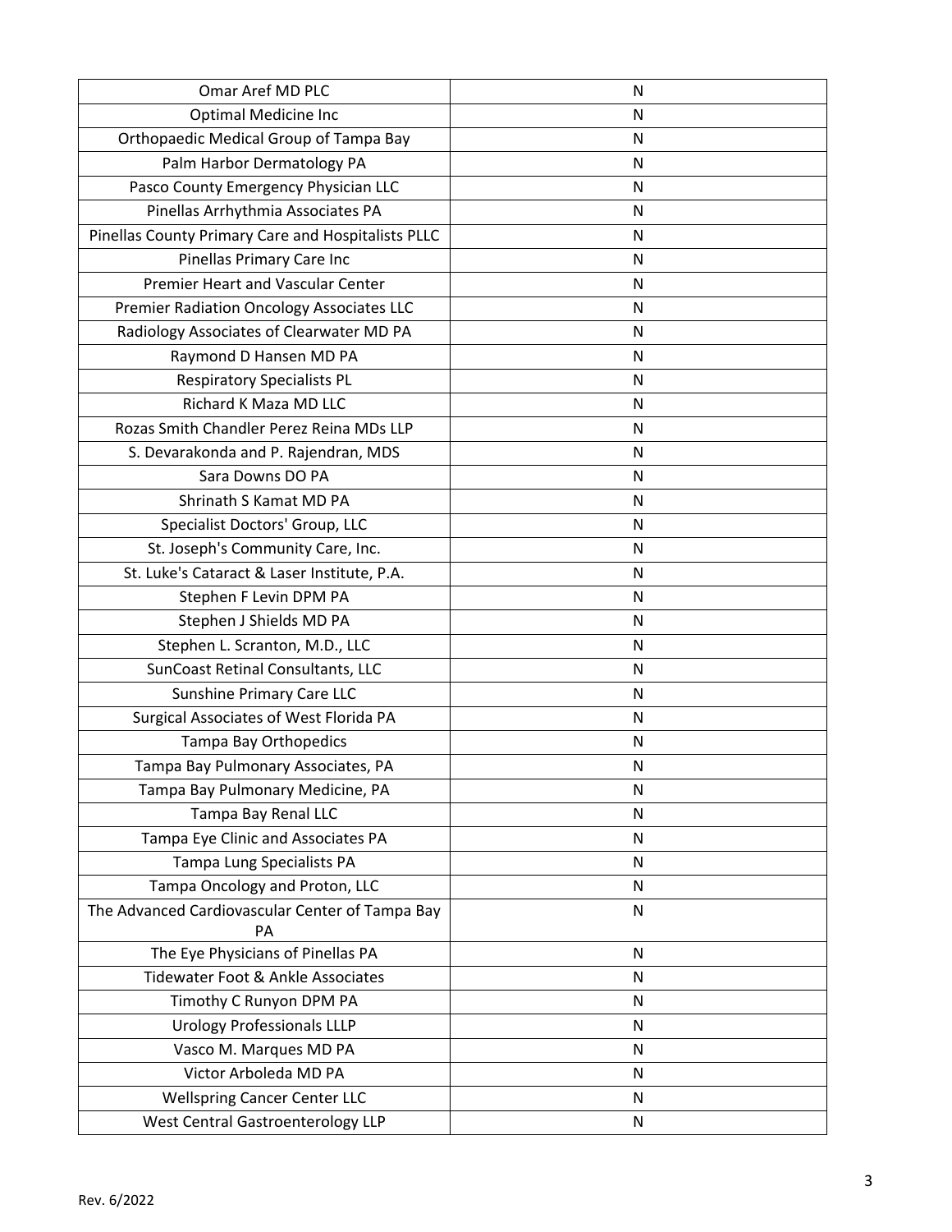| | |
|---|---|
| Omar Aref MD PLC | N |
| Optimal Medicine Inc | N |
| Orthopaedic Medical Group of Tampa Bay | N |
| Palm Harbor Dermatology PA | N |
| Pasco County Emergency Physician LLC | N |
| Pinellas Arrhythmia Associates PA | N |
| Pinellas County Primary Care and Hospitalists PLLC | N |
| Pinellas Primary Care Inc | N |
| Premier Heart and Vascular Center | N |
| Premier Radiation Oncology Associates LLC | N |
| Radiology Associates of Clearwater MD PA | N |
| Raymond D Hansen MD PA | N |
| Respiratory Specialists PL | N |
| Richard K Maza MD LLC | N |
| Rozas Smith Chandler Perez Reina MDs LLP | N |
| S. Devarakonda and P. Rajendran, MDS | N |
| Sara Downs DO PA | N |
| Shrinath S Kamat MD PA | N |
| Specialist Doctors' Group, LLC | N |
| St. Joseph's Community Care, Inc. | N |
| St. Luke's Cataract & Laser Institute, P.A. | N |
| Stephen F Levin DPM PA | N |
| Stephen J Shields MD PA | N |
| Stephen L. Scranton, M.D., LLC | N |
| SunCoast Retinal Consultants, LLC | N |
| Sunshine Primary Care LLC | N |
| Surgical Associates of West Florida PA | N |
| Tampa Bay Orthopedics | N |
| Tampa Bay Pulmonary Associates, PA | N |
| Tampa Bay Pulmonary Medicine, PA | N |
| Tampa Bay Renal LLC | N |
| Tampa Eye Clinic and Associates PA | N |
| Tampa Lung Specialists PA | N |
| Tampa Oncology and Proton, LLC | N |
| The Advanced Cardiovascular Center of Tampa Bay PA | N |
| The Eye Physicians of Pinellas PA | N |
| Tidewater Foot & Ankle Associates | N |
| Timothy C Runyon DPM PA | N |
| Urology Professionals LLLP | N |
| Vasco M. Marques MD PA | N |
| Victor Arboleda MD PA | N |
| Wellspring Cancer Center LLC | N |
| West Central Gastroenterology LLP | N |

Rev. 6/2022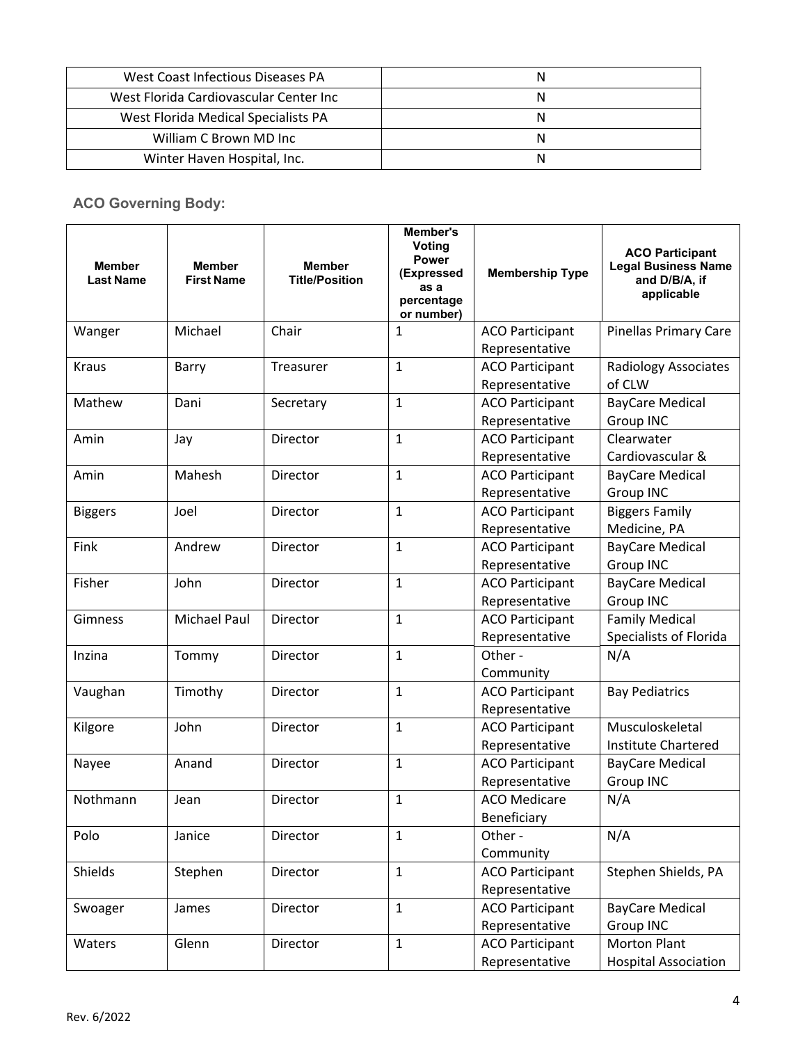| | |
|---|---|
| West Coast Infectious Diseases PA | N |
| West Florida Cardiovascular Center Inc | N |
| West Florida Medical Specialists PA | N |
| William C Brown MD Inc | N |
| Winter Haven Hospital, Inc. | N |

### ACO Governing Body:

| Member Last Name | Member First Name | Member Title/Position | Member's Voting Power (Expressed as a percentage or number) | Membership Type | ACO Participant Legal Business Name and D/B/A, if applicable |
|---|---|---|---|---|---|
| Wanger | Michael | Chair | 1 | ACO Participant Representative | Pinellas Primary Care |
| Kraus | Barry | Treasurer | 1 | ACO Participant Representative | Radiology Associates of CLW |
| Mathew | Dani | Secretary | 1 | ACO Participant Representative | BayCare Medical Group INC |
| Amin | Jay | Director | 1 | ACO Participant Representative | Clearwater Cardiovascular & |
| Amin | Mahesh | Director | 1 | ACO Participant Representative | BayCare Medical Group INC |
| Biggers | Joel | Director | 1 | ACO Participant Representative | Biggers Family Medicine, PA |
| Fink | Andrew | Director | 1 | ACO Participant Representative | BayCare Medical Group INC |
| Fisher | John | Director | 1 | ACO Participant Representative | BayCare Medical Group INC |
| Gimness | Michael Paul | Director | 1 | ACO Participant Representative | Family Medical Specialists of Florida |
| Inzina | Tommy | Director | 1 | Other - Community | N/A |
| Vaughan | Timothy | Director | 1 | ACO Participant Representative | Bay Pediatrics |
| Kilgore | John | Director | 1 | ACO Participant Representative | Musculoskeletal Institute Chartered |
| Nayee | Anand | Director | 1 | ACO Participant Representative | BayCare Medical Group INC |
| Nothmann | Jean | Director | 1 | ACO Medicare Beneficiary | N/A |
| Polo | Janice | Director | 1 | Other - Community | N/A |
| Shields | Stephen | Director | 1 | ACO Participant Representative | Stephen Shields, PA |
| Swoager | James | Director | 1 | ACO Participant Representative | BayCare Medical Group INC |
| Waters | Glenn | Director | 1 | ACO Participant Representative | Morton Plant Hospital Association |

Rev. 6/2022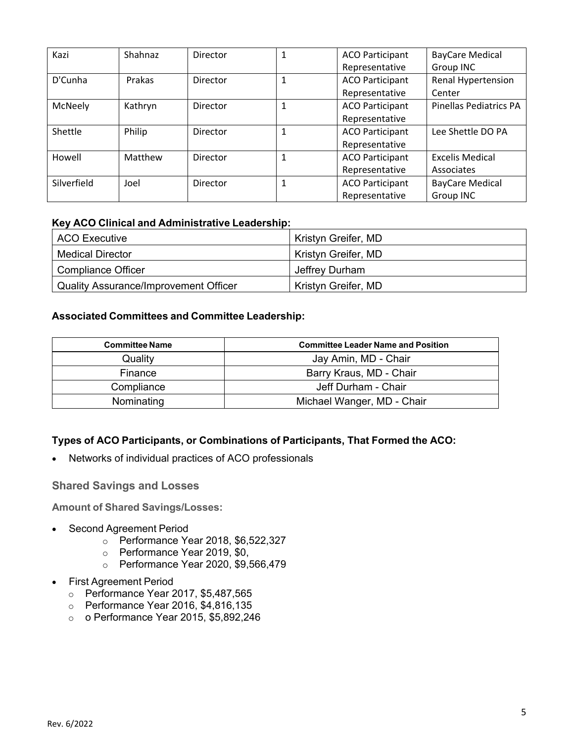| Kazi | Shahnaz | Director | 1 | ACO Participant Representative | BayCare Medical Group INC |
|---|---|---|---|---|---|
| D'Cunha | Prakas | Director | 1 | ACO Participant Representative | Renal Hypertension Center |
| McNeely | Kathryn | Director | 1 | ACO Participant Representative | Pinellas Pediatrics PA |
| Shettle | Philip | Director | 1 | ACO Participant Representative | Lee Shettle DO PA |
| Howell | Matthew | Director | 1 | ACO Participant Representative | Excelis Medical Associates |
| Silverfield | Joel | Director | 1 | ACO Participant Representative | BayCare Medical Group INC |

**Key ACO Clinical and Administrative Leadership:**

| ACO Executive | Kristyn Greifer, MD |
|---|---|
| Medical Director | Kristyn Greifer, MD |
| Compliance Officer | Jeffrey Durham |
| Quality Assurance/Improvement Officer | Kristyn Greifer, MD |

**Associated Committees and Committee Leadership:**

| Committee Name | Committee Leader Name and Position |
|---|---|
| Quality | Jay Amin, MD - Chair |
| Finance | Barry Kraus, MD - Chair |
| Compliance | Jeff Durham - Chair |
| Nominating | Michael Wanger, MD - Chair |

**Types of ACO Participants, or Combinations of Participants, That Formed the ACO:**

- Networks of individual practices of ACO professionals

### Shared Savings and Losses

**Amount of Shared Savings/Losses:**

- Second Agreement Period
  - Performance Year 2018, $6,522,327
  - Performance Year 2019, $0,
  - Performance Year 2020, $9,566,479
- First Agreement Period
  - Performance Year 2017, $5,487,565
  - Performance Year 2016, $4,816,135
  - o Performance Year 2015, $5,892,246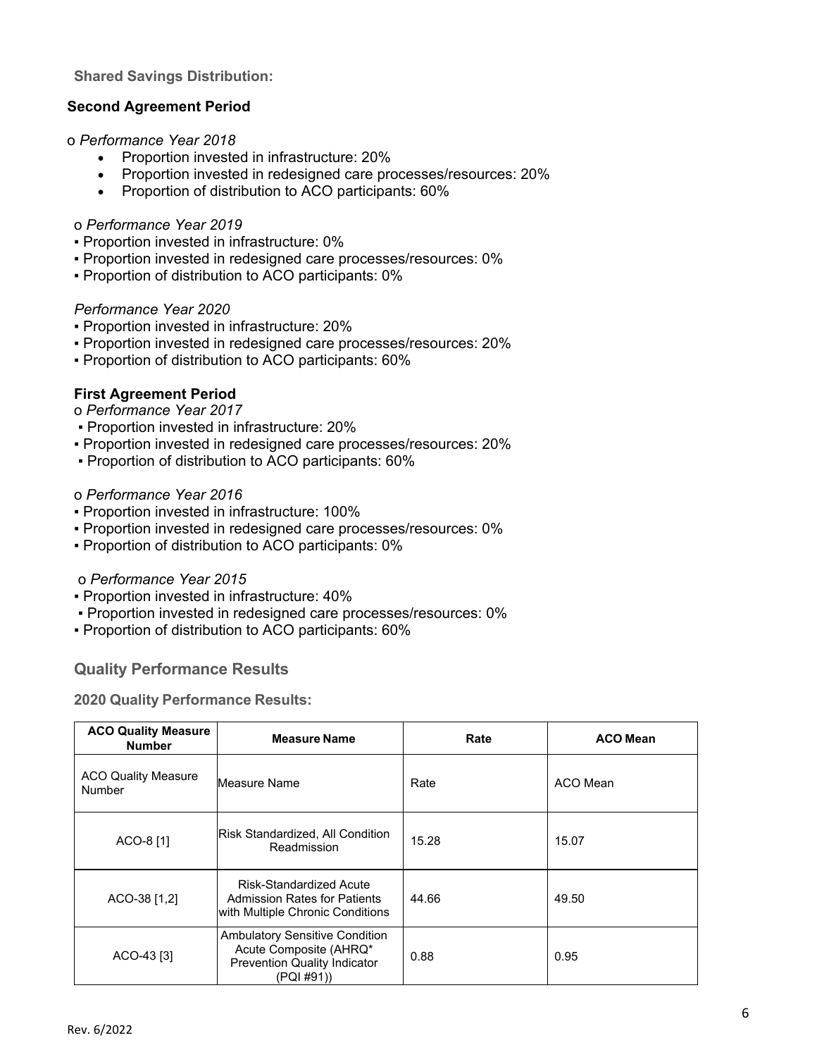**Shared Savings Distribution:**

**Second Agreement Period**

o *Performance Year 2018*

- Proportion invested in infrastructure: 20%
- Proportion invested in redesigned care processes/resources: 20%
- Proportion of distribution to ACO participants: 60%

o *Performance Year 2019*

- Proportion invested in infrastructure: 0%
- Proportion invested in redesigned care processes/resources: 0%
- Proportion of distribution to ACO participants: 0%

*Performance Year 2020*

- Proportion invested in infrastructure: 20%
- Proportion invested in redesigned care processes/resources: 20%
- Proportion of distribution to ACO participants: 60%

**First Agreement Period**

o *Performance Year 2017*

- Proportion invested in infrastructure: 20%
- Proportion invested in redesigned care processes/resources: 20%
- Proportion of distribution to ACO participants: 60%

o *Performance Year 2016*

- Proportion invested in infrastructure: 100%
- Proportion invested in redesigned care processes/resources: 0%
- Proportion of distribution to ACO participants: 0%

o *Performance Year 2015*

- Proportion invested in infrastructure: 40%
- Proportion invested in redesigned care processes/resources: 0%
- Proportion of distribution to ACO participants: 60%

## Quality Performance Results

**2020 Quality Performance Results:**

| ACO Quality Measure Number | Measure Name | Rate | ACO Mean |
|---|---|---|---|
| ACO Quality Measure Number | Measure Name | Rate | ACO Mean |
| ACO-8 [1] | Risk Standardized, All Condition Readmission | 15.28 | 15.07 |
| ACO-38 [1,2] | Risk-Standardized Acute Admission Rates for Patients with Multiple Chronic Conditions | 44.66 | 49.50 |
| ACO-43 [3] | Ambulatory Sensitive Condition Acute Composite (AHRQ* Prevention Quality Indicator (PQI #91)) | 0.88 | 0.95 |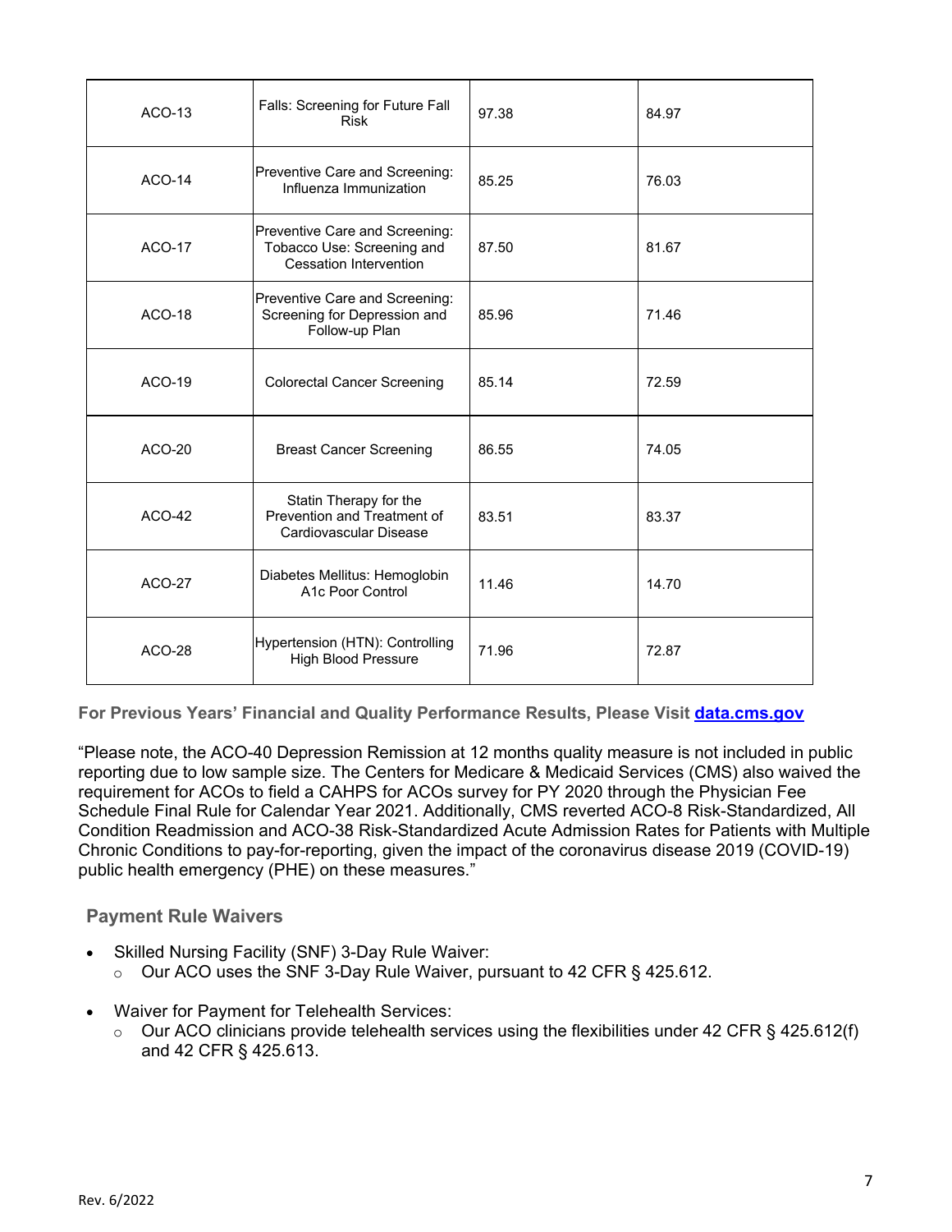| ACO-13 | Falls: Screening for Future Fall Risk | 97.38 | 84.97 |
|---|---|---|---|
| ACO-14 | Preventive Care and Screening: Influenza Immunization | 85.25 | 76.03 |
| ACO-17 | Preventive Care and Screening: Tobacco Use: Screening and Cessation Intervention | 87.50 | 81.67 |
| ACO-18 | Preventive Care and Screening: Screening for Depression and Follow-up Plan | 85.96 | 71.46 |
| ACO-19 | Colorectal Cancer Screening | 85.14 | 72.59 |
| ACO-20 | Breast Cancer Screening | 86.55 | 74.05 |
| ACO-42 | Statin Therapy for the Prevention and Treatment of Cardiovascular Disease | 83.51 | 83.37 |
| ACO-27 | Diabetes Mellitus: Hemoglobin A1c Poor Control | 11.46 | 14.70 |
| ACO-28 | Hypertension (HTN): Controlling High Blood Pressure | 71.96 | 72.87 |

**For Previous Years' Financial and Quality Performance Results, Please Visit [data.cms.gov](data.cms.gov)**

"Please note, the ACO-40 Depression Remission at 12 months quality measure is not included in public reporting due to low sample size. The Centers for Medicare & Medicaid Services (CMS) also waived the requirement for ACOs to field a CAHPS for ACOs survey for PY 2020 through the Physician Fee Schedule Final Rule for Calendar Year 2021. Additionally, CMS reverted ACO-8 Risk-Standardized, All Condition Readmission and ACO-38 Risk-Standardized Acute Admission Rates for Patients with Multiple Chronic Conditions to pay-for-reporting, given the impact of the coronavirus disease 2019 (COVID-19) public health emergency (PHE) on these measures."

## Payment Rule Waivers

- Skilled Nursing Facility (SNF) 3-Day Rule Waiver:
  - Our ACO uses the SNF 3-Day Rule Waiver, pursuant to 42 CFR § 425.612.
- Waiver for Payment for Telehealth Services:
  - Our ACO clinicians provide telehealth services using the flexibilities under 42 CFR § 425.612(f) and 42 CFR § 425.613.

Rev. 6/2022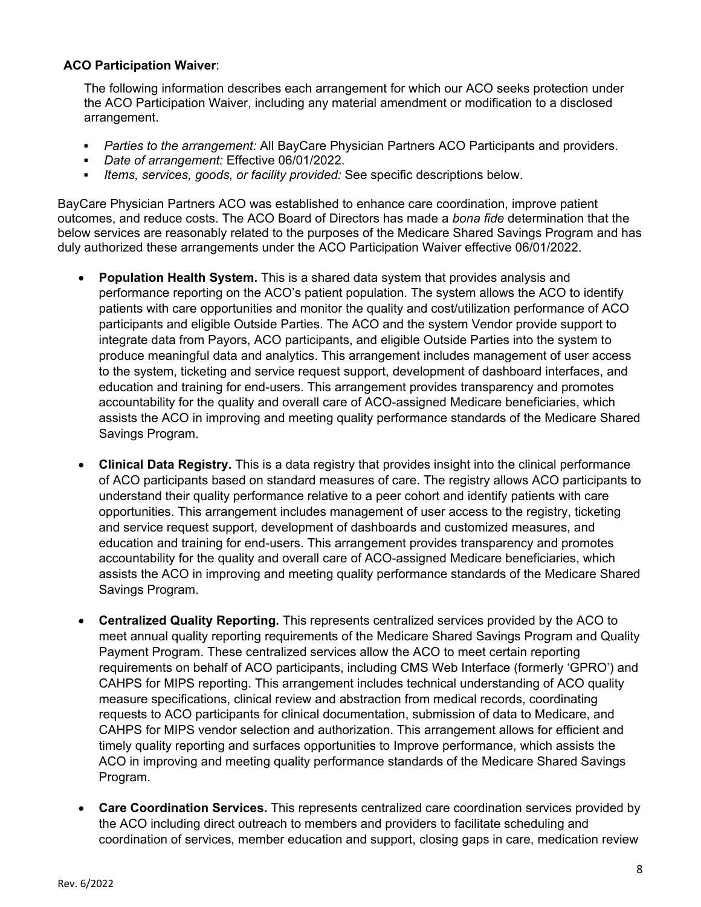**ACO Participation Waiver**:

The following information describes each arrangement for which our ACO seeks protection under the ACO Participation Waiver, including any material amendment or modification to a disclosed arrangement.

- *Parties to the arrangement:* All BayCare Physician Partners ACO Participants and providers.
- *Date of arrangement:* Effective 06/01/2022.
- *Items, services, goods, or facility provided:* See specific descriptions below.

BayCare Physician Partners ACO was established to enhance care coordination, improve patient outcomes, and reduce costs. The ACO Board of Directors has made a *bona fide* determination that the below services are reasonably related to the purposes of the Medicare Shared Savings Program and has duly authorized these arrangements under the ACO Participation Waiver effective 06/01/2022.

- **Population Health System.** This is a shared data system that provides analysis and performance reporting on the ACO's patient population. The system allows the ACO to identify patients with care opportunities and monitor the quality and cost/utilization performance of ACO participants and eligible Outside Parties. The ACO and the system Vendor provide support to integrate data from Payors, ACO participants, and eligible Outside Parties into the system to produce meaningful data and analytics. This arrangement includes management of user access to the system, ticketing and service request support, development of dashboard interfaces, and education and training for end-users. This arrangement provides transparency and promotes accountability for the quality and overall care of ACO-assigned Medicare beneficiaries, which assists the ACO in improving and meeting quality performance standards of the Medicare Shared Savings Program.

- **Clinical Data Registry.** This is a data registry that provides insight into the clinical performance of ACO participants based on standard measures of care. The registry allows ACO participants to understand their quality performance relative to a peer cohort and identify patients with care opportunities. This arrangement includes management of user access to the registry, ticketing and service request support, development of dashboards and customized measures, and education and training for end-users. This arrangement provides transparency and promotes accountability for the quality and overall care of ACO-assigned Medicare beneficiaries, which assists the ACO in improving and meeting quality performance standards of the Medicare Shared Savings Program.

- **Centralized Quality Reporting.** This represents centralized services provided by the ACO to meet annual quality reporting requirements of the Medicare Shared Savings Program and Quality Payment Program. These centralized services allow the ACO to meet certain reporting requirements on behalf of ACO participants, including CMS Web Interface (formerly 'GPRO') and CAHPS for MIPS reporting. This arrangement includes technical understanding of ACO quality measure specifications, clinical review and abstraction from medical records, coordinating requests to ACO participants for clinical documentation, submission of data to Medicare, and CAHPS for MIPS vendor selection and authorization. This arrangement allows for efficient and timely quality reporting and surfaces opportunities to Improve performance, which assists the ACO in improving and meeting quality performance standards of the Medicare Shared Savings Program.

- **Care Coordination Services.** This represents centralized care coordination services provided by the ACO including direct outreach to members and providers to facilitate scheduling and coordination of services, member education and support, closing gaps in care, medication review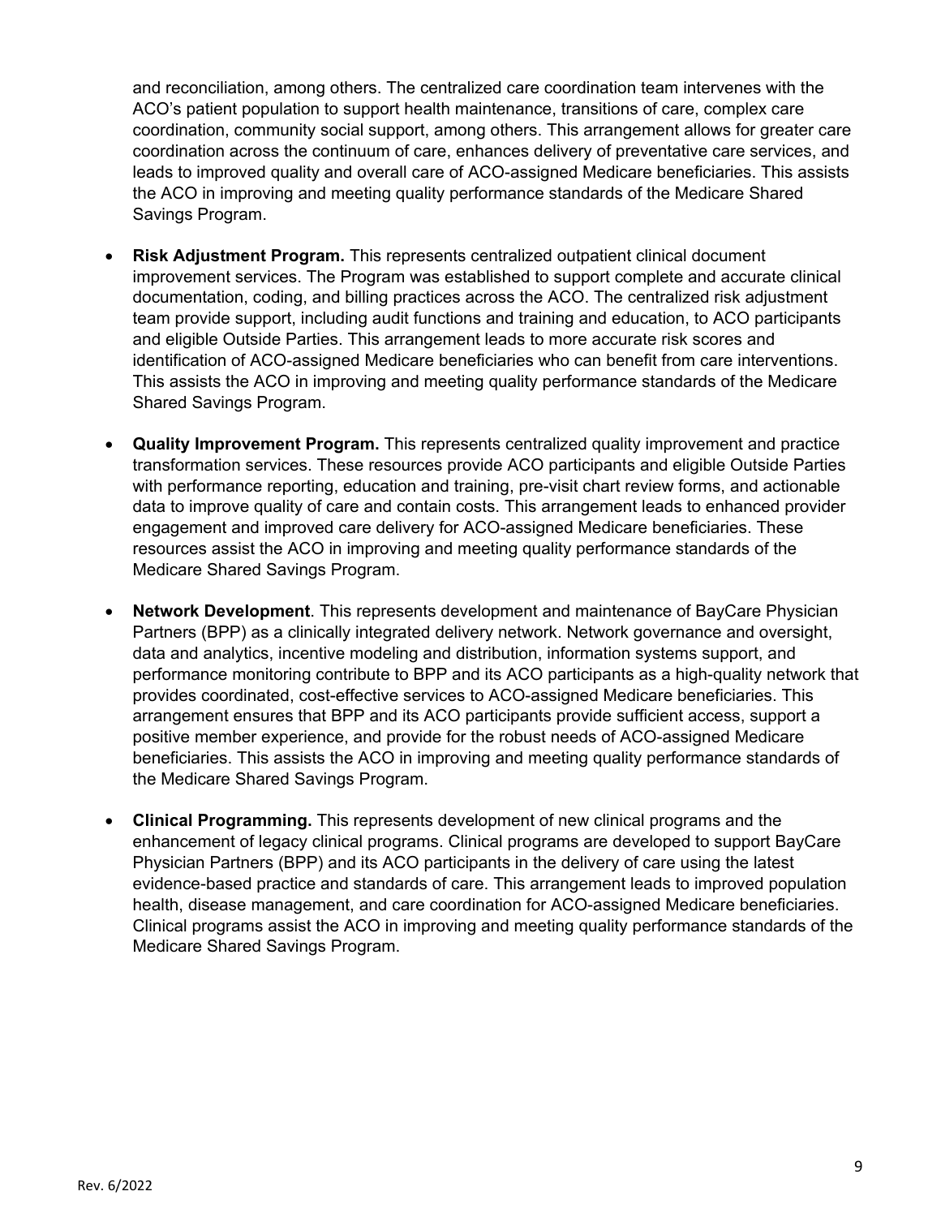and reconciliation, among others. The centralized care coordination team intervenes with the ACO's patient population to support health maintenance, transitions of care, complex care coordination, community social support, among others. This arrangement allows for greater care coordination across the continuum of care, enhances delivery of preventative care services, and leads to improved quality and overall care of ACO-assigned Medicare beneficiaries. This assists the ACO in improving and meeting quality performance standards of the Medicare Shared Savings Program.

- **Risk Adjustment Program.** This represents centralized outpatient clinical document improvement services. The Program was established to support complete and accurate clinical documentation, coding, and billing practices across the ACO. The centralized risk adjustment team provide support, including audit functions and training and education, to ACO participants and eligible Outside Parties. This arrangement leads to more accurate risk scores and identification of ACO-assigned Medicare beneficiaries who can benefit from care interventions. This assists the ACO in improving and meeting quality performance standards of the Medicare Shared Savings Program.

- **Quality Improvement Program.** This represents centralized quality improvement and practice transformation services. These resources provide ACO participants and eligible Outside Parties with performance reporting, education and training, pre-visit chart review forms, and actionable data to improve quality of care and contain costs. This arrangement leads to enhanced provider engagement and improved care delivery for ACO-assigned Medicare beneficiaries. These resources assist the ACO in improving and meeting quality performance standards of the Medicare Shared Savings Program.

- **Network Development**. This represents development and maintenance of BayCare Physician Partners (BPP) as a clinically integrated delivery network. Network governance and oversight, data and analytics, incentive modeling and distribution, information systems support, and performance monitoring contribute to BPP and its ACO participants as a high-quality network that provides coordinated, cost-effective services to ACO-assigned Medicare beneficiaries. This arrangement ensures that BPP and its ACO participants provide sufficient access, support a positive member experience, and provide for the robust needs of ACO-assigned Medicare beneficiaries. This assists the ACO in improving and meeting quality performance standards of the Medicare Shared Savings Program.

- **Clinical Programming.** This represents development of new clinical programs and the enhancement of legacy clinical programs. Clinical programs are developed to support BayCare Physician Partners (BPP) and its ACO participants in the delivery of care using the latest evidence-based practice and standards of care. This arrangement leads to improved population health, disease management, and care coordination for ACO-assigned Medicare beneficiaries. Clinical programs assist the ACO in improving and meeting quality performance standards of the Medicare Shared Savings Program.